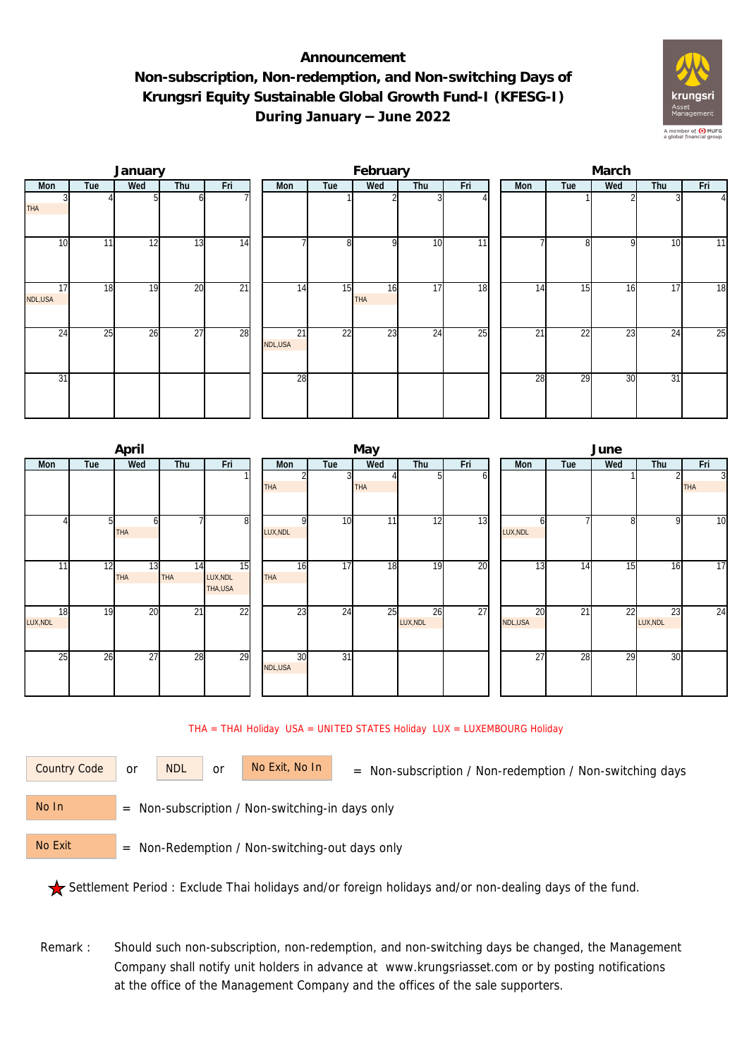# Announcement
## Non-subscription, Non-redemption, and Non-switching Days of Krungsri Equity Sustainable Global Growth Fund-I (KFESG-I)
## During January – June 2022

### January

| Mon | Tue | Wed | Thu | Fri |
|---|---|---|---|---|
| 3 THA | 4 | 5 | 6 | 7 |
| 10 | 11 | 12 | 13 | 14 |
| 17 NDL,USA | 18 | 19 | 20 | 21 |
| 24 | 25 | 26 | 27 | 28 |
| 31 | | | | |

### February

| Mon | Tue | Wed | Thu | Fri |
|---|---|---|---|---|
| | 1 | 2 | 3 | 4 |
| 7 | 8 | 9 | 10 | 11 |
| 14 | 15 | 16 THA | 17 | 18 |
| 21 NDL,USA | 22 | 23 | 24 | 25 |
| 28 | | | | |

### March

| Mon | Tue | Wed | Thu | Fri |
|---|---|---|---|---|
| | 1 | 2 | 3 | 4 |
| 7 | 8 | 9 | 10 | 11 |
| 14 | 15 | 16 | 17 | 18 |
| 21 | 22 | 23 | 24 | 25 |
| 28 | 29 | 30 | 31 | |

### April

| Mon | Tue | Wed | Thu | Fri |
|---|---|---|---|---|
| | | | | 1 |
| 4 | 5 | 6 THA | 7 | 8 |
| 11 | 12 | 13 THA | 14 THA | 15 LUX,NDL THA,USA |
| 18 LUX,NDL | 19 | 20 | 21 | 22 |
| 25 | 26 | 27 | 28 | 29 |

### May

| Mon | Tue | Wed | Thu | Fri |
|---|---|---|---|---|
| 2 THA | 3 | 4 THA | 5 | 6 |
| 9 LUX,NDL | 10 | 11 | 12 | 13 |
| 16 THA | 17 | 18 | 19 | 20 |
| 23 | 24 | 25 | 26 LUX,NDL | 27 |
| 30 NDL,USA | 31 | | | |

### June

| Mon | Tue | Wed | Thu | Fri |
|---|---|---|---|---|
| | | 1 | 2 | 3 THA |
| 6 LUX,NDL | 7 | 8 | 9 | 10 |
| 13 | 14 | 15 | 16 | 17 |
| 20 NDL,USA | 21 | 22 | 23 LUX,NDL | 24 |
| 27 | 28 | 29 | 30 | |

THA = THAI Holiday USA = UNITED STATES Holiday LUX = LUXEMBOURG Holiday

Country Code or NDL or No Exit, No In = Non-subscription / Non-redemption / Non-switching days

No In = Non-subscription / Non-switching-in days only

No Exit = Non-Redemption / Non-switching-out days only

★ Settlement Period : Exclude Thai holidays and/or foreign holidays and/or non-dealing days of the fund.

Remark : Should such non-subscription, non-redemption, and non-switching days be changed, the Management Company shall notify unit holders in advance at www.krungsriasset.com or by posting notifications at the office of the Management Company and the offices of the sale supporters.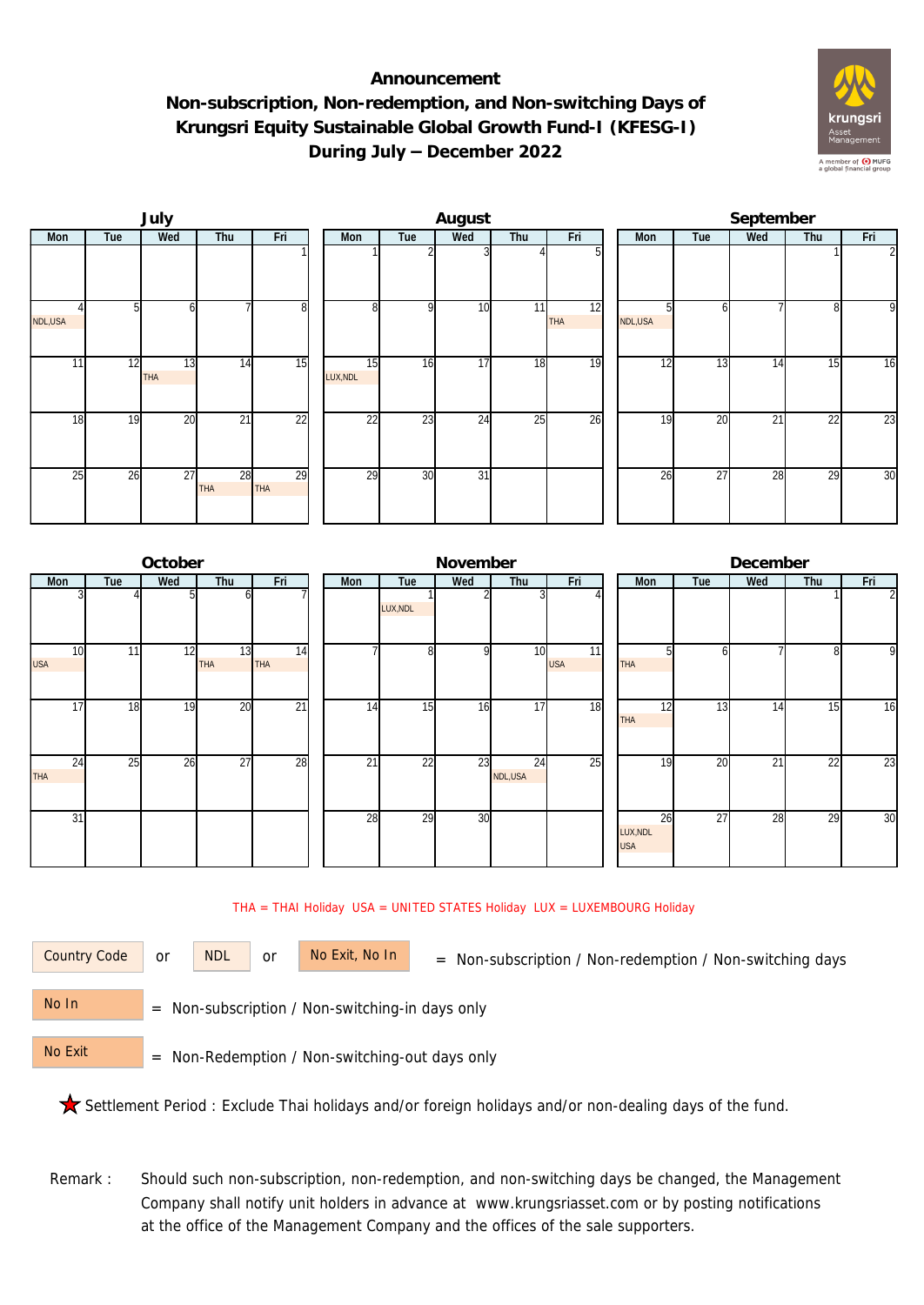# Announcement

## Non-subscription, Non-redemption, and Non-switching Days of Krungsri Equity Sustainable Global Growth Fund-I (KFESG-I) During July – December 2022

### July

| Mon | Tue | Wed | Thu | Fri |
|---|---|---|---|---|
| | | | | 1 |
| 4 NDL,USA | 5 | 6 | 7 | 8 |
| 11 | 12 | 13 THA | 14 | 15 |
| 18 | 19 | 20 | 21 | 22 |
| 25 | 26 | 27 | 28 THA | 29 THA |

### August

| Mon | Tue | Wed | Thu | Fri |
|---|---|---|---|---|
| 1 | 2 | 3 | 4 | 5 |
| 8 | 9 | 10 | 11 | 12 THA |
| 15 LUX,NDL | 16 | 17 | 18 | 19 |
| 22 | 23 | 24 | 25 | 26 |
| 29 | 30 | 31 | | |

### September

| Mon | Tue | Wed | Thu | Fri |
|---|---|---|---|---|
| | | | 1 | 2 |
| 5 NDL,USA | 6 | 7 | 8 | 9 |
| 12 | 13 | 14 | 15 | 16 |
| 19 | 20 | 21 | 22 | 23 |
| 26 | 27 | 28 | 29 | 30 |

### October

| Mon | Tue | Wed | Thu | Fri |
|---|---|---|---|---|
| 3 | 4 | 5 | 6 | 7 |
| 10 USA | 11 | 12 | 13 THA | 14 THA |
| 17 | 18 | 19 | 20 | 21 |
| 24 THA | 25 | 26 | 27 | 28 |
| 31 | | | | |

### November

| Mon | Tue | Wed | Thu | Fri |
|---|---|---|---|---|
| | 1 LUX,NDL | 2 | 3 | 4 |
| 7 | 8 | 9 | 10 | 11 USA |
| 14 | 15 | 16 | 17 | 18 |
| 21 | 22 | 23 | 24 NDL,USA | 25 |
| 28 | 29 | 30 | | |

### December

| Mon | Tue | Wed | Thu | Fri |
|---|---|---|---|---|
| | | | 1 | 2 |
| 5 THA | 6 | 7 | 8 | 9 |
| 12 THA | 13 | 14 | 15 | 16 |
| 19 | 20 | 21 | 22 | 23 |
| 26 LUX,NDL USA | 27 | 28 | 29 | 30 |

THA = THAI Holiday USA = UNITED STATES Holiday LUX = LUXEMBOURG Holiday

Country Code or NDL or No Exit, No In = Non-subscription / Non-redemption / Non-switching days

No In = Non-subscription / Non-switching-in days only

No Exit = Non-Redemption / Non-switching-out days only

★ Settlement Period : Exclude Thai holidays and/or foreign holidays and/or non-dealing days of the fund.

Remark : Should such non-subscription, non-redemption, and non-switching days be changed, the Management Company shall notify unit holders in advance at www.krungsriasset.com or by posting notifications at the office of the Management Company and the offices of the sale supporters.